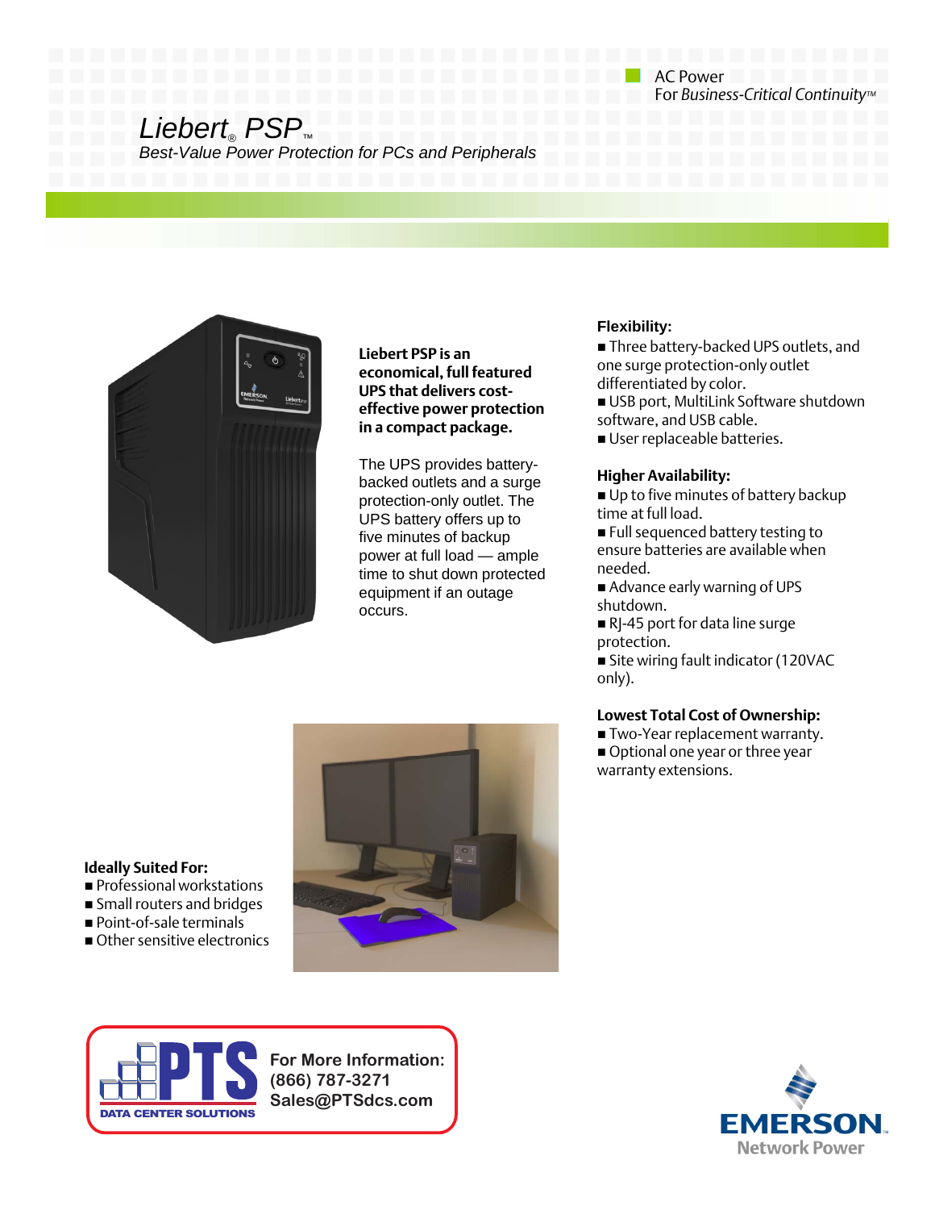AC Power
For *Business-Critical Continuity™*

# Liebert® PSP™

*Best-Value Power Protection for PCs and Peripherals*

**Liebert PSP is an economical, full featured UPS that delivers cost-effective power protection in a compact package.**

The UPS provides battery-backed outlets and a surge protection-only outlet. The UPS battery offers up to five minutes of backup power at full load — ample time to shut down protected equipment if an outage occurs.

### Flexibility:

- Three battery-backed UPS outlets, and one surge protection-only outlet differentiated by color.
- USB port, MultiLink Software shutdown software, and USB cable.
- User replaceable batteries.

### Higher Availability:

- Up to five minutes of battery backup time at full load.
- Full sequenced battery testing to ensure batteries are available when needed.
- Advance early warning of UPS shutdown.
- RJ-45 port for data line surge protection.
- Site wiring fault indicator (120VAC only).

### Lowest Total Cost of Ownership:

- Two-Year replacement warranty.
- Optional one year or three year warranty extensions.

### Ideally Suited For:

- Professional workstations
- Small routers and bridges
- Point-of-sale terminals
- Other sensitive electronics

PTS DATA CENTER SOLUTIONS

**For More Information:**
**(866) 787-3271**
**Sales@PTSdcs.com**

EMERSON Network Power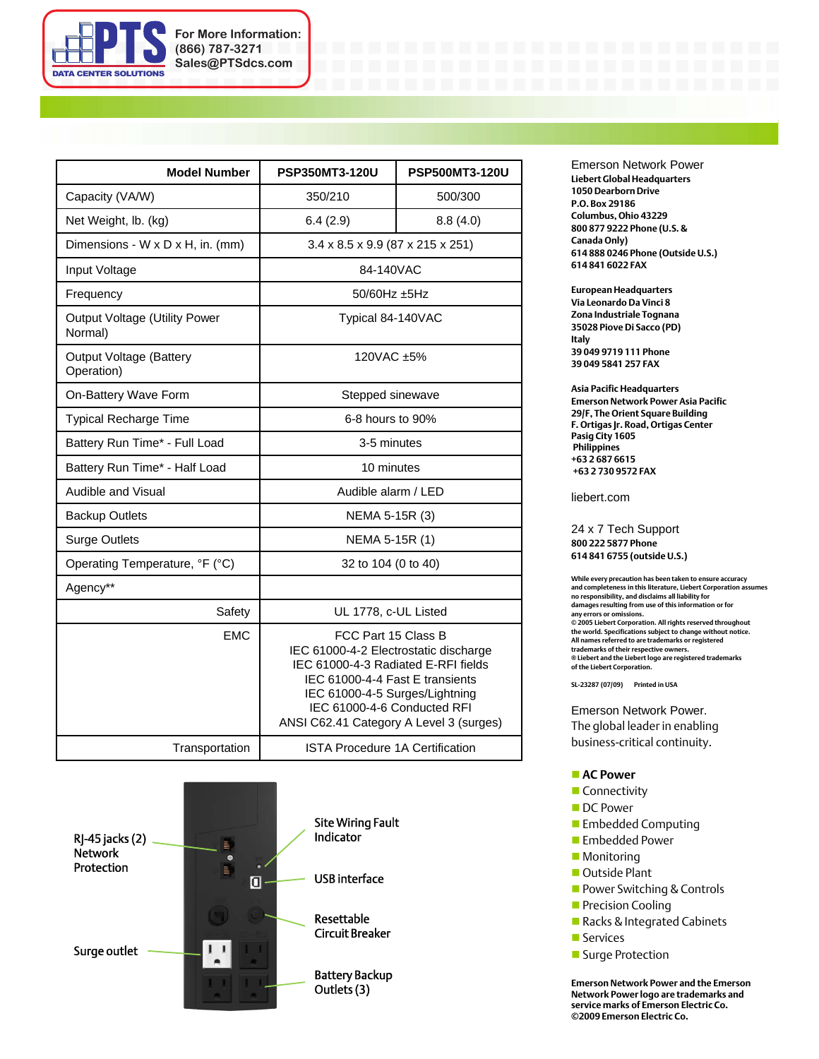PTS DATA CENTER SOLUTIONS

For More Information:
(866) 787-3271
Sales@PTSdcs.com

| Model Number | PSP350MT3-120U | PSP500MT3-120U |
|---|---|---|
| Capacity (VA/W) | 350/210 | 500/300 |
| Net Weight, lb. (kg) | 6.4 (2.9) | 8.8 (4.0) |
| Dimensions - W x D x H, in. (mm) | 3.4 x 8.5 x 9.9 (87 x 215 x 251) | |
| Input Voltage | 84-140VAC | |
| Frequency | 50/60Hz ±5Hz | |
| Output Voltage (Utility Power Normal) | Typical 84-140VAC | |
| Output Voltage (Battery Operation) | 120VAC ±5% | |
| On-Battery Wave Form | Stepped sinewave | |
| Typical Recharge Time | 6-8 hours to 90% | |
| Battery Run Time* - Full Load | 3-5 minutes | |
| Battery Run Time* - Half Load | 10 minutes | |
| Audible and Visual | Audible alarm / LED | |
| Backup Outlets | NEMA 5-15R (3) | |
| Surge Outlets | NEMA 5-15R (1) | |
| Operating Temperature, °F (°C) | 32 to 104 (0 to 40) | |
| Agency** | | |
| Safety | UL 1778, c-UL Listed | |
| EMC | FCC Part 15 Class B<br>IEC 61000-4-2 Electrostatic discharge<br>IEC 61000-4-3 Radiated E-RFI fields<br>IEC 61000-4-4 Fast E transients<br>IEC 61000-4-5 Surges/Lightning<br>IEC 61000-4-6 Conducted RFI<br>ANSI C62.41 Category A Level 3 (surges) | |
| Transportation | ISTA Procedure 1A Certification | |

RJ-45 jacks (2) Network Protection

Site Wiring Fault Indicator

USB interface

Resettable Circuit Breaker

Surge outlet

Battery Backup Outlets (3)

Emerson Network Power

**Liebert Global Headquarters**
**1050 Dearborn Drive**
**P.O. Box 29186**
**Columbus, Ohio 43229**
**800 877 9222 Phone (U.S. & Canada Only)**
**614 888 0246 Phone (Outside U.S.)**
**614 841 6022 FAX**

**European Headquarters**
**Via Leonardo Da Vinci 8**
**Zona Industriale Tognana**
**35028 Piove Di Sacco (PD)**
**Italy**
**39 049 9719 111 Phone**
**39 049 5841 257 FAX**

**Asia Pacific Headquarters**
**Emerson Network Power Asia Pacific**
**29/F, The Orient Square Building**
**F. Ortigas Jr. Road, Ortigas Center**
**Pasig City 1605**
**Philippines**
**+63 2 687 6615**
**+63 2 730 9572 FAX**

liebert.com

24 x 7 Tech Support
**800 222 5877 Phone**
**614 841 6755 (outside U.S.)**

While every precaution has been taken to ensure accuracy and completeness in this literature, Liebert Corporation assumes no responsibility, and disclaims all liability for damages resulting from use of this information or for any errors or omissions.
© 2005 Liebert Corporation. All rights reserved throughout the world. Specifications subject to change without notice.
All names referred to are trademarks or registered trademarks of their respective owners.
® Liebert and the Liebert logo are registered trademarks of the Liebert Corporation.

SL-23287 (07/09) Printed in USA

Emerson Network Power.
The global leader in enabling business-critical continuity.

- **AC Power**
- Connectivity
- DC Power
- Embedded Computing
- Embedded Power
- Monitoring
- Outside Plant
- Power Switching & Controls
- Precision Cooling
- Racks & Integrated Cabinets
- Services
- Surge Protection

**Emerson Network Power and the Emerson Network Power logo are trademarks and service marks of Emerson Electric Co. ©2009 Emerson Electric Co.**